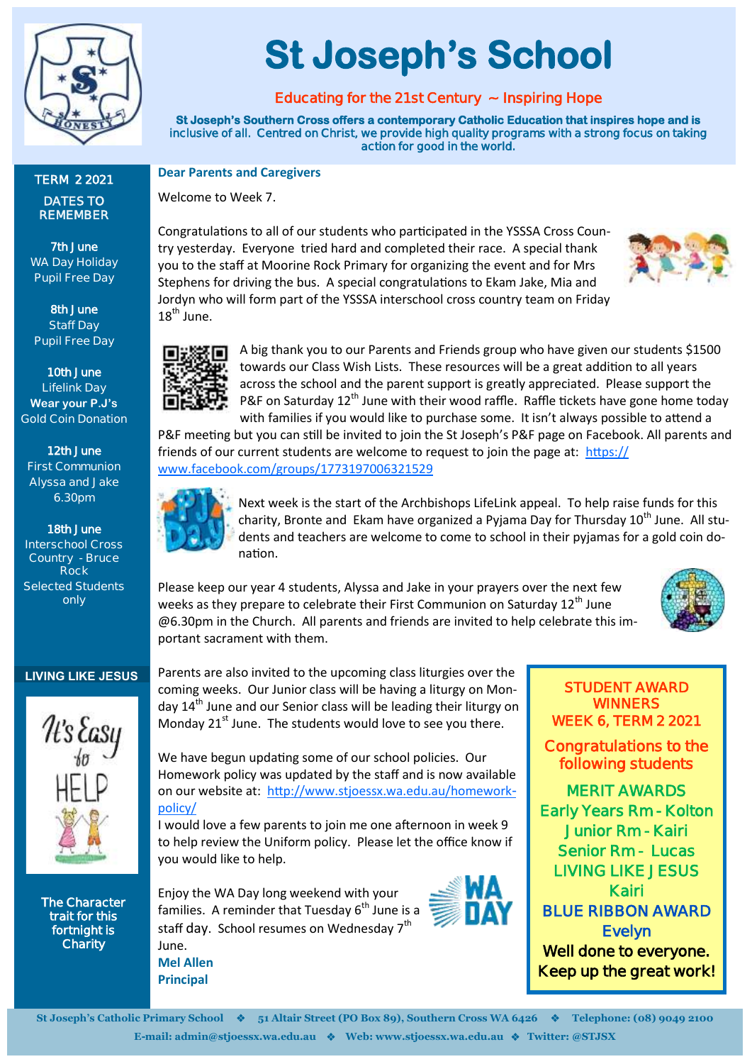# St Joseph's School

## Educating for the 21st Century ~ Inspiring Hope

**St Joseph's Southern Cross offers a contemporary Catholic Education that inspires hope and is inclusive of all. Centred on Christ, we provide high quality programs with a strong focus on taking action for good in the world.**

### Dear Parents and Caregivers

Welcome to Week 7.

Congratulations to all of our students who participated in the YSSSA Cross Country yesterday. Everyone tried hard and completed their race. A special thank you to the staff at Moorine Rock Primary for organizing the event and for Mrs Stephens for driving the bus. A special congratulations to Ekam Jake, Mia and Jordyn who will form part of the YSSSA interschool cross country team on Friday 18th June.

A big thank you to our Parents and Friends group who have given our students $1500 towards our Class Wish Lists. These resources will be a great addition to all years across the school and the parent support is greatly appreciated. Please support the P&F on Saturday 12th June with their wood raffle. Raffle tickets have gone home today with families if you would like to purchase some. It isn't always possible to attend a P&F meeting but you can still be invited to join the St Joseph's P&F page on Facebook. All parents and friends of our current students are welcome to request to join the page at: https://www.facebook.com/groups/1773197006321529

Next week is the start of the Archbishops LifeLink appeal. To help raise funds for this charity, Bronte and Ekam have organized a Pyjama Day for Thursday 10th June. All students and teachers are welcome to come to school in their pyjamas for a gold coin donation.

Please keep our year 4 students, Alyssa and Jake in your prayers over the next few weeks as they prepare to celebrate their First Communion on Saturday 12th June @6.30pm in the Church. All parents and friends are invited to help celebrate this important sacrament with them.

Parents are also invited to the upcoming class liturgies over the coming weeks. Our Junior class will be having a liturgy on Monday 14th June and our Senior class will be leading their liturgy on Monday 21st June. The students would love to see you there.

We have begun updating some of our school policies. Our Homework policy was updated by the staff and is now available on our website at: http://www.stjoessx.wa.edu.au/homework-policy/

I would love a few parents to join me one afternoon in week 9 to help review the Uniform policy. Please let the office know if you would like to help.

Enjoy the WA Day long weekend with your families. A reminder that Tuesday 6th June is a staff day. School resumes on Wednesday 7th June.

**Mel Allen**
**Principal**

---

### TERM 2 2021

### DATES TO REMEMBER

**7th June**
WA Day Holiday
Pupil Free Day

**8th June**
Staff Day
Pupil Free Day

**10th June**
Lifelink Day
**Wear your P.J's**
Gold Coin Donation

**12th June**
First Communion
Alyssa and Jake
6.30pm

**18th June**
Interschool Cross Country - Bruce Rock
Selected Students only

---

### LIVING LIKE JESUS

It's Easy to HELP

**The Character trait for this fortnight is Charity**

---

### STUDENT AWARD WINNERS
### WEEK 6, TERM 2 2021

Congratulations to the following students

**MERIT AWARDS**
Early Years Rm - Kolton
Junior Rm - Kairi
Senior Rm - Lucas

**LIVING LIKE JESUS**
Kairi

**BLUE RIBBON AWARD**
Evelyn

**Well done to everyone. Keep up the great work!**

---

St Joseph's Catholic Primary School ❖ 51 Altair Street (PO Box 89), Southern Cross WA 6426 ❖ Telephone: (08) 9049 2100
E-mail: admin@stjoessx.wa.edu.au ❖ Web: www.stjoessx.wa.edu.au ❖ Twitter: @STJSX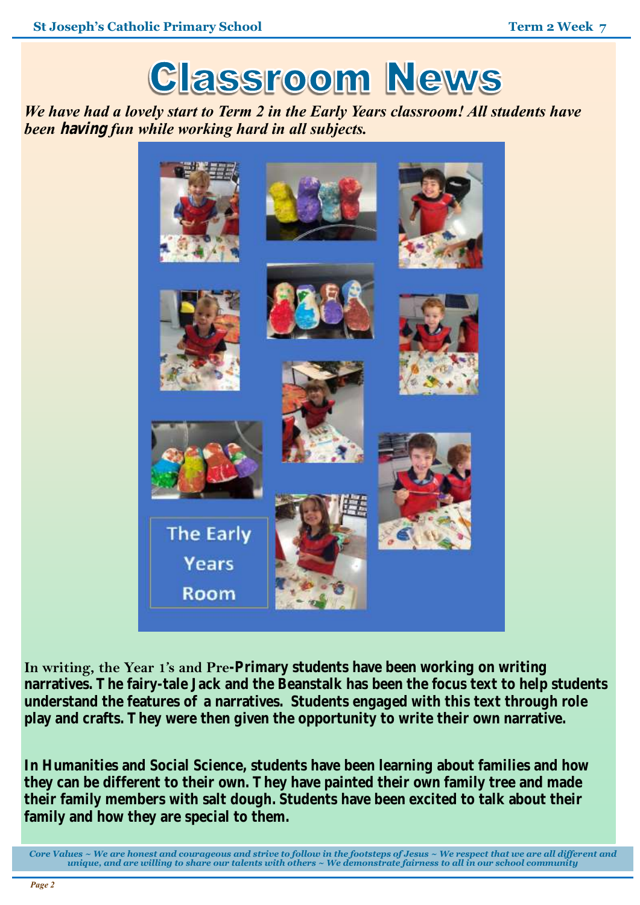# Classroom News

***We have had a lovely start to Term 2 in the Early Years classroom! All students have been having fun while working hard in all subjects.***

The Early Years Room

**In writing, the Year 1's and Pre-Primary students have been working on writing narratives. The fairy-tale Jack and the Beanstalk has been the focus text to help students understand the features of a narratives. Students engaged with this text through role play and crafts. They were then given the opportunity to write their own narrative.**

**In Humanities and Social Science, students have been learning about families and how they can be different to their own. They have painted their own family tree and made their family members with salt dough. Students have been excited to talk about their family and how they are special to them.**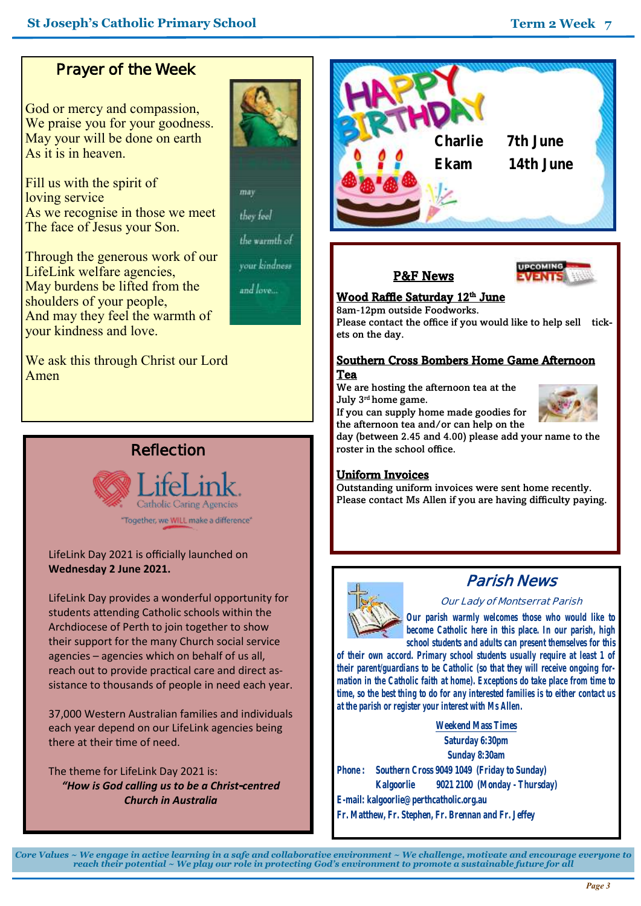## Prayer of the Week

God or mercy and compassion,
We praise you for your goodness.
May your will be done on earth
As it is in heaven.

Fill us with the spirit of
loving service
As we recognise in those we meet
The face of Jesus your Son.

Through the generous work of our
LifeLink welfare agencies,
May burdens be lifted from the
shoulders of your people,
And may they feel the warmth of
your kindness and love.

We ask this through Christ our Lord
Amen

*may they feel the warmth of your kindness and love...*

## Reflection

LifeLink. Catholic Caring Agencies
"Together, we WILL make a difference"

LifeLink Day 2021 is officially launched on **Wednesday 2 June 2021.**

LifeLink Day provides a wonderful opportunity for students attending Catholic schools within the Archdiocese of Perth to join together to show their support for the many Church social service agencies – agencies which on behalf of us all, reach out to provide practical care and direct assistance to thousands of people in need each year.

37,000 Western Australian families and individuals each year depend on our LifeLink agencies being there at their time of need.

The theme for LifeLink Day 2021 is:
***"How is God calling us to be a Christ-centred Church in Australia***

## HAPPY BIRTHDAY

| | |
|---|---|
| **Charlie** | **7th June** |
| **Ekam** | **14th June** |

## P&F News

UPCOMING EVENTS

**Wood Raffle Saturday 12th June**
8am-12pm outside Foodworks.
Please contact the office if you would like to help sell tickets on the day.

**Southern Cross Bombers Home Game Afternoon Tea**
We are hosting the afternoon tea at the July 3rd home game.
If you can supply home made goodies for the afternoon tea and/or can help on the day (between 2.45 and 4.00) please add your name to the roster in the school office.

**Uniform Invoices**
Outstanding uniform invoices were sent home recently.
Please contact Ms Allen if you are having difficulty paying.

## *Parish News*

*Our Lady of Montserrat Parish*

**Our parish warmly welcomes those who would like to become Catholic here in this place. In our parish, high school students and adults can present themselves for this of their own accord. Primary school students usually require at least 1 of their parent/guardians to be Catholic (so that they will receive ongoing formation in the Catholic faith at home). Exceptions do take place from time to time, so the best thing to do for any interested families is to either contact us at the parish or register your interest with Ms Allen.**

**Weekend Mass Times**
**Saturday 6:30pm**
**Sunday 8:30am**

**Phone:** Southern Cross 9049 1049 (Friday to Sunday)
Kalgoorlie 9021 2100 (Monday - Thursday)

**E-mail: kalgoorlie@perthcatholic.org.au**

**Fr. Matthew, Fr. Stephen, Fr. Brennan and Fr. Jeffey**

*Core Values ~ We engage in active learning in a safe and collaborative environment ~ We challenge, motivate and encourage everyone to reach their potential ~ We play our role in protecting God's environment to promote a sustainable future for all*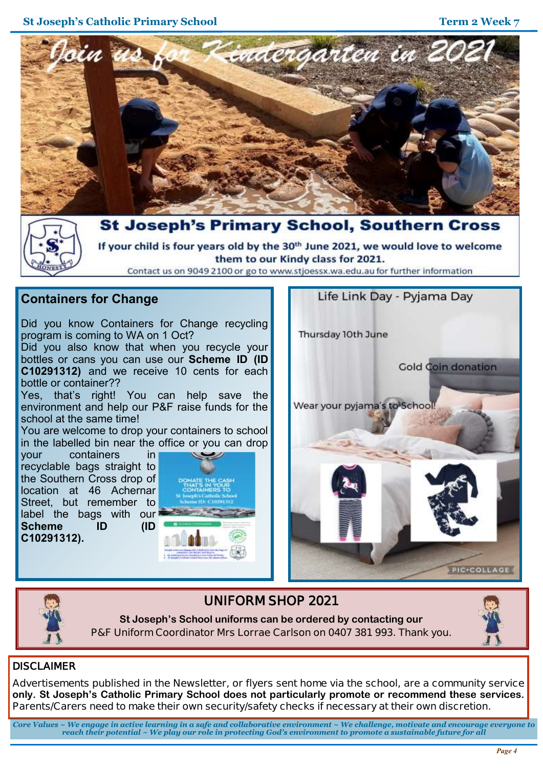## Join us for Kindergarten in 2021

## St Joseph's Primary School, Southern Cross

If your child is four years old by the 30th June 2021, we would love to welcome them to our Kindy class for 2021.

Contact us on 9049 2100 or go to www.stjoessx.wa.edu.au for further information

## Containers for Change

Did you know Containers for Change recycling program is coming to WA on 1 Oct?

Did you also know that when you recycle your bottles or cans you can use our **Scheme ID (ID C10291312)** and we receive 10 cents for each bottle or container??

Yes, that's right! You can help save the environment and help our P&F raise funds for the school at the same time!

You are welcome to drop your containers to school in the labelled bin near the office or you can drop your containers in recyclable bags straight to the Southern Cross drop of location at 46 Achernar Street, but remember to label the bags with our **Scheme ID (ID C10291312).**

DONATE THE CASH THAT'S IN YOUR CONTAINERS TO St Joseph's Catholic School Scheme ID: C10291312

## Life Link Day - Pyjama Day

Thursday 10th June

Gold Coin donation

Wear your pyjama's to School!

## UNIFORM SHOP 2021

**St Joseph's School uniforms can be ordered by contacting our** P&F Uniform Coordinator Mrs Lorrae Carlson on 0407 381 993. Thank you.

## DISCLAIMER

Advertisements published in the Newsletter, or flyers sent home via the school, are a community service **only. St Joseph's Catholic Primary School does not particularly promote or recommend these services.** Parents/Carers need to make their own security/safety checks if necessary at their own discretion.

*Core Values ~ We engage in active learning in a safe and collaborative environment ~ We challenge, motivate and encourage everyone to reach their potential ~ We play our role in protecting God's environment to promote a sustainable future for all*